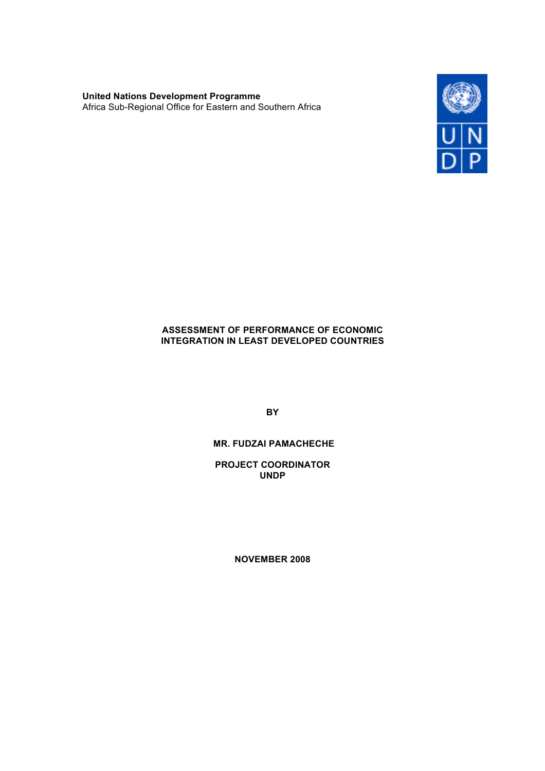**United Nations Development Programme**
Africa Sub-Regional Office for Eastern and Southern Africa

# ASSESSMENT OF PERFORMANCE OF ECONOMIC INTEGRATION IN LEAST DEVELOPED COUNTRIES

**BY**

**MR. FUDZAI PAMACHECHE**

**PROJECT COORDINATOR**
**UNDP**

**NOVEMBER 2008**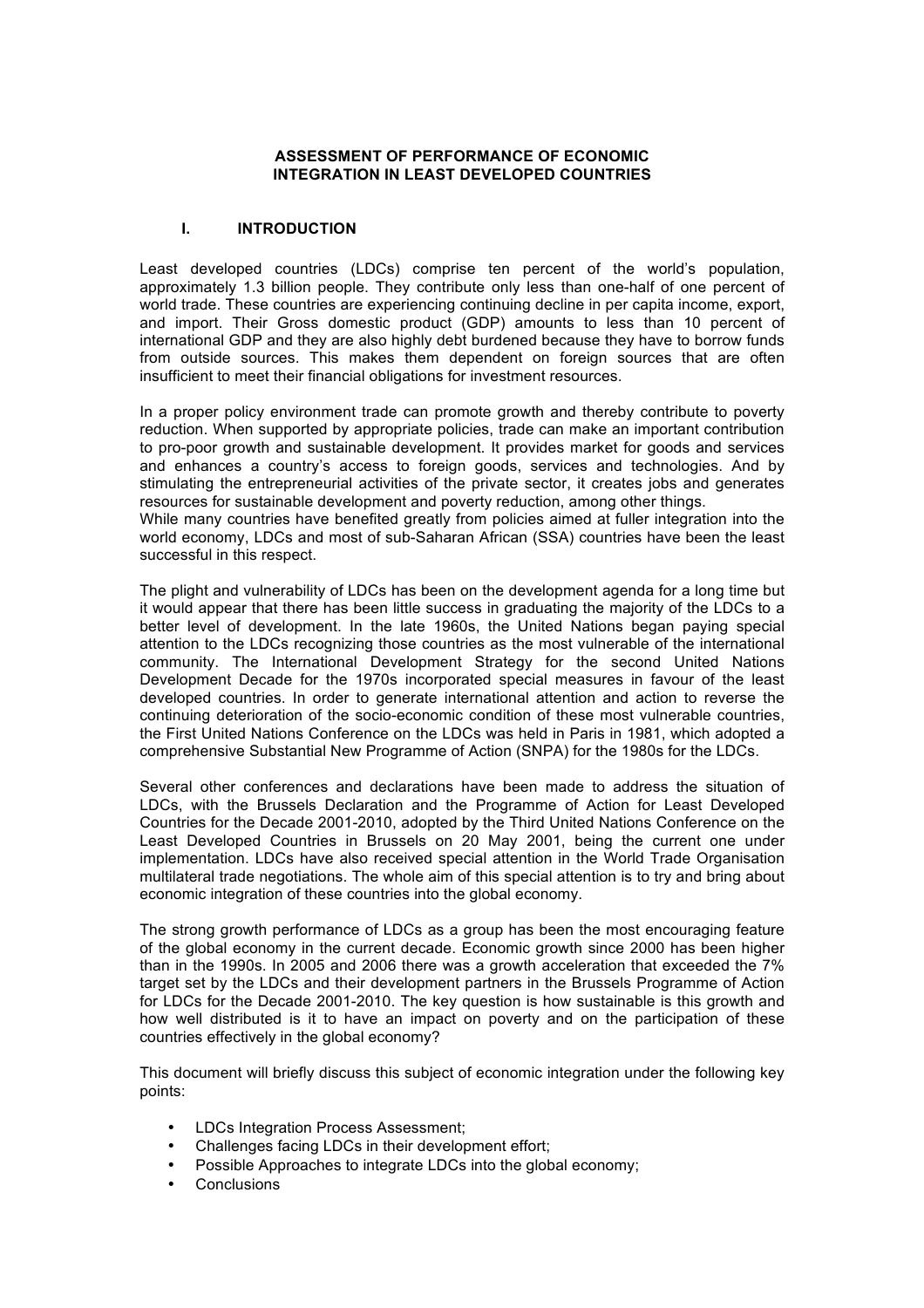# ASSESSMENT OF PERFORMANCE OF ECONOMIC INTEGRATION IN LEAST DEVELOPED COUNTRIES

## I. INTRODUCTION

Least developed countries (LDCs) comprise ten percent of the world's population, approximately 1.3 billion people. They contribute only less than one-half of one percent of world trade. These countries are experiencing continuing decline in per capita income, export, and import. Their Gross domestic product (GDP) amounts to less than 10 percent of international GDP and they are also highly debt burdened because they have to borrow funds from outside sources. This makes them dependent on foreign sources that are often insufficient to meet their financial obligations for investment resources.

In a proper policy environment trade can promote growth and thereby contribute to poverty reduction. When supported by appropriate policies, trade can make an important contribution to pro-poor growth and sustainable development. It provides market for goods and services and enhances a country's access to foreign goods, services and technologies. And by stimulating the entrepreneurial activities of the private sector, it creates jobs and generates resources for sustainable development and poverty reduction, among other things.
While many countries have benefited greatly from policies aimed at fuller integration into the world economy, LDCs and most of sub-Saharan African (SSA) countries have been the least successful in this respect.

The plight and vulnerability of LDCs has been on the development agenda for a long time but it would appear that there has been little success in graduating the majority of the LDCs to a better level of development. In the late 1960s, the United Nations began paying special attention to the LDCs recognizing those countries as the most vulnerable of the international community. The International Development Strategy for the second United Nations Development Decade for the 1970s incorporated special measures in favour of the least developed countries. In order to generate international attention and action to reverse the continuing deterioration of the socio-economic condition of these most vulnerable countries, the First United Nations Conference on the LDCs was held in Paris in 1981, which adopted a comprehensive Substantial New Programme of Action (SNPA) for the 1980s for the LDCs.

Several other conferences and declarations have been made to address the situation of LDCs, with the Brussels Declaration and the Programme of Action for Least Developed Countries for the Decade 2001-2010, adopted by the Third United Nations Conference on the Least Developed Countries in Brussels on 20 May 2001, being the current one under implementation. LDCs have also received special attention in the World Trade Organisation multilateral trade negotiations. The whole aim of this special attention is to try and bring about economic integration of these countries into the global economy.

The strong growth performance of LDCs as a group has been the most encouraging feature of the global economy in the current decade. Economic growth since 2000 has been higher than in the 1990s. In 2005 and 2006 there was a growth acceleration that exceeded the 7% target set by the LDCs and their development partners in the Brussels Programme of Action for LDCs for the Decade 2001-2010. The key question is how sustainable is this growth and how well distributed is it to have an impact on poverty and on the participation of these countries effectively in the global economy?

This document will briefly discuss this subject of economic integration under the following key points:

- LDCs Integration Process Assessment;
- Challenges facing LDCs in their development effort;
- Possible Approaches to integrate LDCs into the global economy;
- Conclusions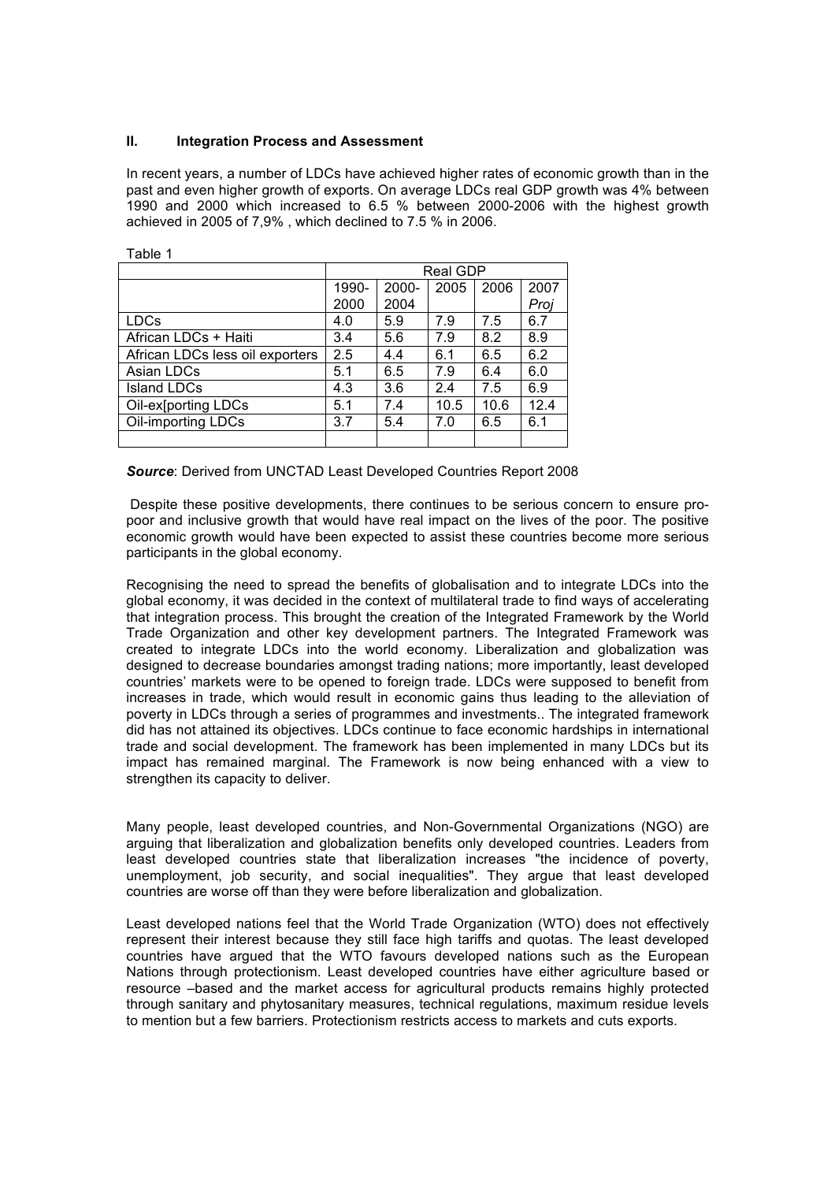## II. Integration Process and Assessment

In recent years, a number of LDCs have achieved higher rates of economic growth than in the past and even higher growth of exports. On average LDCs real GDP growth was 4% between 1990 and 2000 which increased to 6.5 % between 2000-2006 with the highest growth achieved in 2005 of 7,9% , which declined to 7.5 % in 2006.

Table 1

| | Real GDP | | | | |
|---|---|---|---|---|---|
| | 1990-2000 | 2000-2004 | 2005 | 2006 | 2007 *Proj* |
| LDCs | 4.0 | 5.9 | 7.9 | 7.5 | 6.7 |
| African LDCs + Haiti | 3.4 | 5.6 | 7.9 | 8.2 | 8.9 |
| African LDCs less oil exporters | 2.5 | 4.4 | 6.1 | 6.5 | 6.2 |
| Asian LDCs | 5.1 | 6.5 | 7.9 | 6.4 | 6.0 |
| Island LDCs | 4.3 | 3.6 | 2.4 | 7.5 | 6.9 |
| Oil-ex[porting LDCs | 5.1 | 7.4 | 10.5 | 10.6 | 12.4 |
| Oil-importing LDCs | 3.7 | 5.4 | 7.0 | 6.5 | 6.1 |
| | | | | | |

***Source***: Derived from UNCTAD Least Developed Countries Report 2008

Despite these positive developments, there continues to be serious concern to ensure pro-poor and inclusive growth that would have real impact on the lives of the poor. The positive economic growth would have been expected to assist these countries become more serious participants in the global economy.

Recognising the need to spread the benefits of globalisation and to integrate LDCs into the global economy, it was decided in the context of multilateral trade to find ways of accelerating that integration process. This brought the creation of the Integrated Framework by the World Trade Organization and other key development partners. The Integrated Framework was created to integrate LDCs into the world economy. Liberalization and globalization was designed to decrease boundaries amongst trading nations; more importantly, least developed countries' markets were to be opened to foreign trade. LDCs were supposed to benefit from increases in trade, which would result in economic gains thus leading to the alleviation of poverty in LDCs through a series of programmes and investments.. The integrated framework did has not attained its objectives. LDCs continue to face economic hardships in international trade and social development. The framework has been implemented in many LDCs but its impact has remained marginal. The Framework is now being enhanced with a view to strengthen its capacity to deliver.

Many people, least developed countries, and Non-Governmental Organizations (NGO) are arguing that liberalization and globalization benefits only developed countries. Leaders from least developed countries state that liberalization increases "the incidence of poverty, unemployment, job security, and social inequalities". They argue that least developed countries are worse off than they were before liberalization and globalization.

Least developed nations feel that the World Trade Organization (WTO) does not effectively represent their interest because they still face high tariffs and quotas. The least developed countries have argued that the WTO favours developed nations such as the European Nations through protectionism. Least developed countries have either agriculture based or resource –based and the market access for agricultural products remains highly protected through sanitary and phytosanitary measures, technical regulations, maximum residue levels to mention but a few barriers. Protectionism restricts access to markets and cuts exports.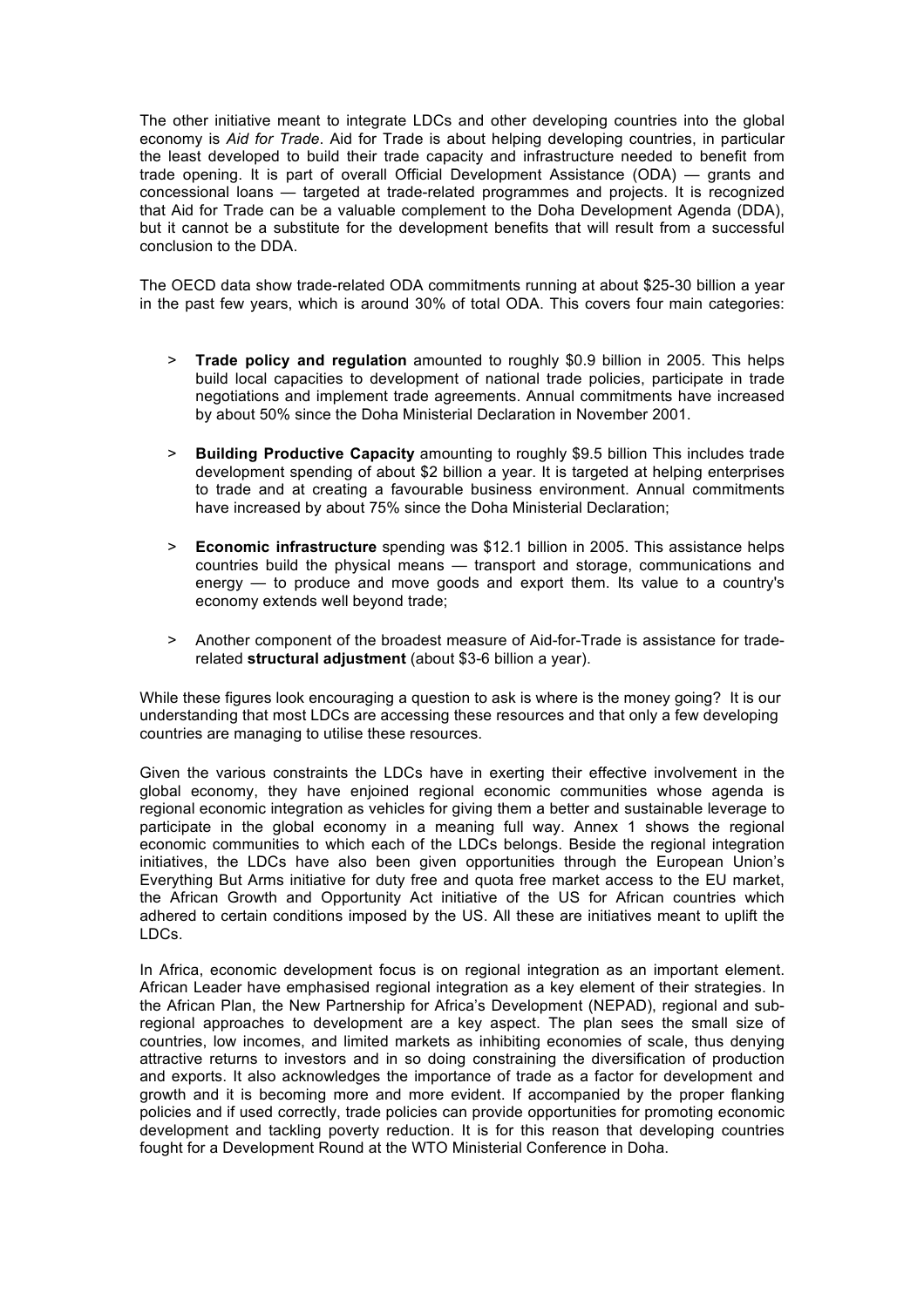The other initiative meant to integrate LDCs and other developing countries into the global economy is *Aid for Trade*. Aid for Trade is about helping developing countries, in particular the least developed to build their trade capacity and infrastructure needed to benefit from trade opening. It is part of overall Official Development Assistance (ODA) — grants and concessional loans — targeted at trade-related programmes and projects. It is recognized that Aid for Trade can be a valuable complement to the Doha Development Agenda (DDA), but it cannot be a substitute for the development benefits that will result from a successful conclusion to the DDA.

The OECD data show trade-related ODA commitments running at about $25-30 billion a year in the past few years, which is around 30% of total ODA. This covers four main categories:

> **Trade policy and regulation** amounted to roughly $0.9 billion in 2005. This helps build local capacities to development of national trade policies, participate in trade negotiations and implement trade agreements. Annual commitments have increased by about 50% since the Doha Ministerial Declaration in November 2001.

> **Building Productive Capacity** amounting to roughly $9.5 billion This includes trade development spending of about $2 billion a year. It is targeted at helping enterprises to trade and at creating a favourable business environment. Annual commitments have increased by about 75% since the Doha Ministerial Declaration;

> **Economic infrastructure** spending was $12.1 billion in 2005. This assistance helps countries build the physical means — transport and storage, communications and energy — to produce and move goods and export them. Its value to a country's economy extends well beyond trade;

> Another component of the broadest measure of Aid-for-Trade is assistance for trade-related **structural adjustment** (about $3-6 billion a year).

While these figures look encouraging a question to ask is where is the money going? It is our understanding that most LDCs are accessing these resources and that only a few developing countries are managing to utilise these resources.

Given the various constraints the LDCs have in exerting their effective involvement in the global economy, they have enjoined regional economic communities whose agenda is regional economic integration as vehicles for giving them a better and sustainable leverage to participate in the global economy in a meaning full way. Annex 1 shows the regional economic communities to which each of the LDCs belongs. Beside the regional integration initiatives, the LDCs have also been given opportunities through the European Union's Everything But Arms initiative for duty free and quota free market access to the EU market, the African Growth and Opportunity Act initiative of the US for African countries which adhered to certain conditions imposed by the US. All these are initiatives meant to uplift the LDCs.

In Africa, economic development focus is on regional integration as an important element. African Leader have emphasised regional integration as a key element of their strategies. In the African Plan, the New Partnership for Africa's Development (NEPAD), regional and sub-regional approaches to development are a key aspect. The plan sees the small size of countries, low incomes, and limited markets as inhibiting economies of scale, thus denying attractive returns to investors and in so doing constraining the diversification of production and exports. It also acknowledges the importance of trade as a factor for development and growth and it is becoming more and more evident. If accompanied by the proper flanking policies and if used correctly, trade policies can provide opportunities for promoting economic development and tackling poverty reduction. It is for this reason that developing countries fought for a Development Round at the WTO Ministerial Conference in Doha.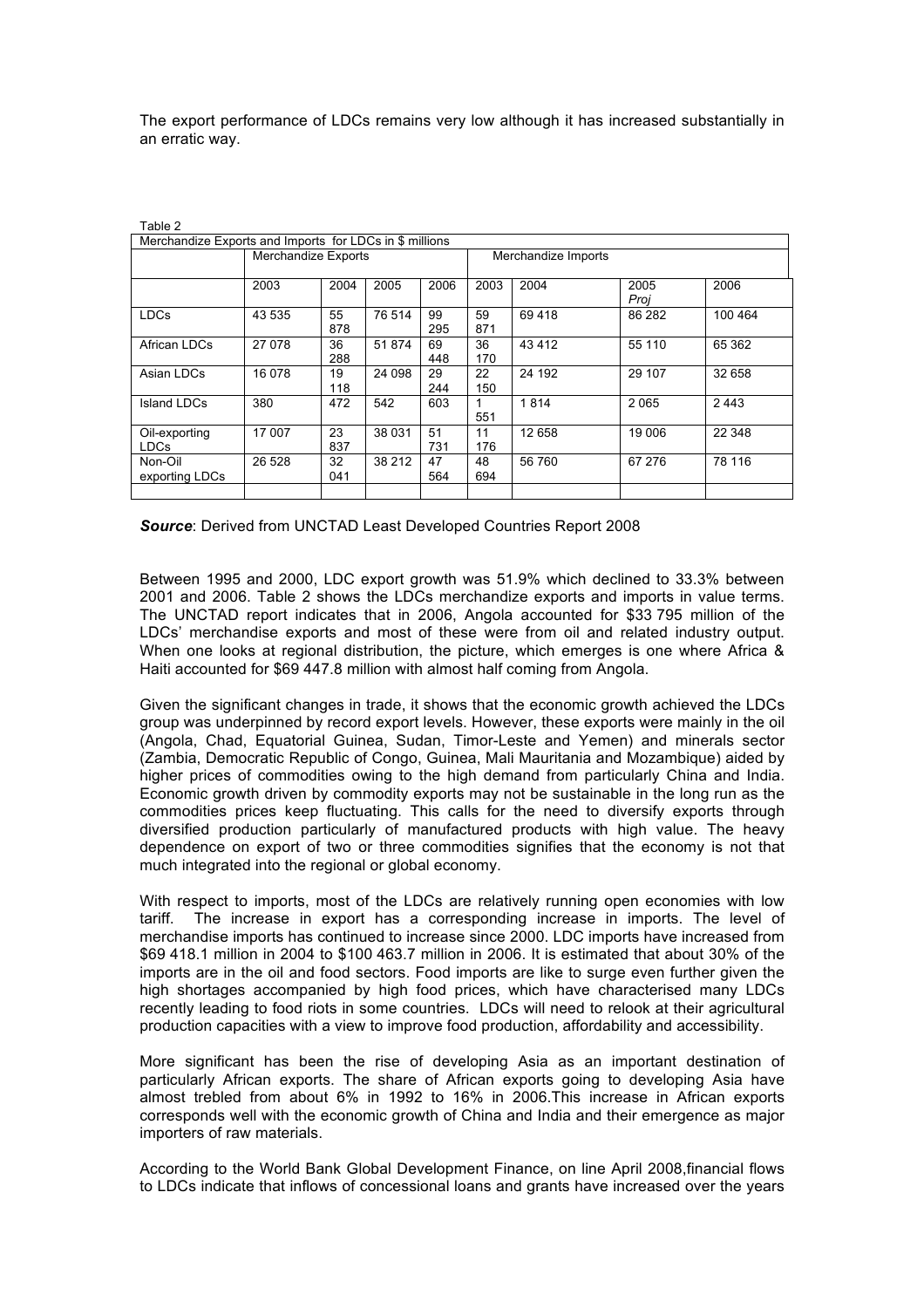The export performance of LDCs remains very low although it has increased substantially in an erratic way.

Table 2

| Merchandize Exports and Imports for LDCs in $ millions | | | | | | | | |
|---|---|---|---|---|---|---|---|---|
| | Merchandize Exports | | | | Merchandize Imports | | | |
| | 2003 | 2004 | 2005 | 2006 | 2003 | 2004 | 2005 *Proj* | 2006 |
| LDCs | 43 535 | 55 878 | 76 514 | 99 295 | 59 871 | 69 418 | 86 282 | 100 464 |
| African LDCs | 27 078 | 36 288 | 51 874 | 69 448 | 36 170 | 43 412 | 55 110 | 65 362 |
| Asian LDCs | 16 078 | 19 118 | 24 098 | 29 244 | 22 150 | 24 192 | 29 107 | 32 658 |
| Island LDCs | 380 | 472 | 542 | 603 | 1 551 | 1 814 | 2 065 | 2 443 |
| Oil-exporting LDCs | 17 007 | 23 837 | 38 031 | 51 731 | 11 176 | 12 658 | 19 006 | 22 348 |
| Non-Oil exporting LDCs | 26 528 | 32 041 | 38 212 | 47 564 | 48 694 | 56 760 | 67 276 | 78 116 |
| | | | | | | | | |

***Source***: Derived from UNCTAD Least Developed Countries Report 2008

Between 1995 and 2000, LDC export growth was 51.9% which declined to 33.3% between 2001 and 2006. Table 2 shows the LDCs merchandize exports and imports in value terms. The UNCTAD report indicates that in 2006, Angola accounted for $33 795 million of the LDCs' merchandise exports and most of these were from oil and related industry output. When one looks at regional distribution, the picture, which emerges is one where Africa & Haiti accounted for $69 447.8 million with almost half coming from Angola.

Given the significant changes in trade, it shows that the economic growth achieved the LDCs group was underpinned by record export levels. However, these exports were mainly in the oil (Angola, Chad, Equatorial Guinea, Sudan, Timor-Leste and Yemen) and minerals sector (Zambia, Democratic Republic of Congo, Guinea, Mali Mauritania and Mozambique) aided by higher prices of commodities owing to the high demand from particularly China and India. Economic growth driven by commodity exports may not be sustainable in the long run as the commodities prices keep fluctuating. This calls for the need to diversify exports through diversified production particularly of manufactured products with high value. The heavy dependence on export of two or three commodities signifies that the economy is not that much integrated into the regional or global economy.

With respect to imports, most of the LDCs are relatively running open economies with low tariff. The increase in export has a corresponding increase in imports. The level of merchandise imports has continued to increase since 2000. LDC imports have increased from $69 418.1 million in 2004 to $100 463.7 million in 2006. It is estimated that about 30% of the imports are in the oil and food sectors. Food imports are like to surge even further given the high shortages accompanied by high food prices, which have characterised many LDCs recently leading to food riots in some countries. LDCs will need to relook at their agricultural production capacities with a view to improve food production, affordability and accessibility.

More significant has been the rise of developing Asia as an important destination of particularly African exports. The share of African exports going to developing Asia have almost trebled from about 6% in 1992 to 16% in 2006.This increase in African exports corresponds well with the economic growth of China and India and their emergence as major importers of raw materials.

According to the World Bank Global Development Finance, on line April 2008,financial flows to LDCs indicate that inflows of concessional loans and grants have increased over the years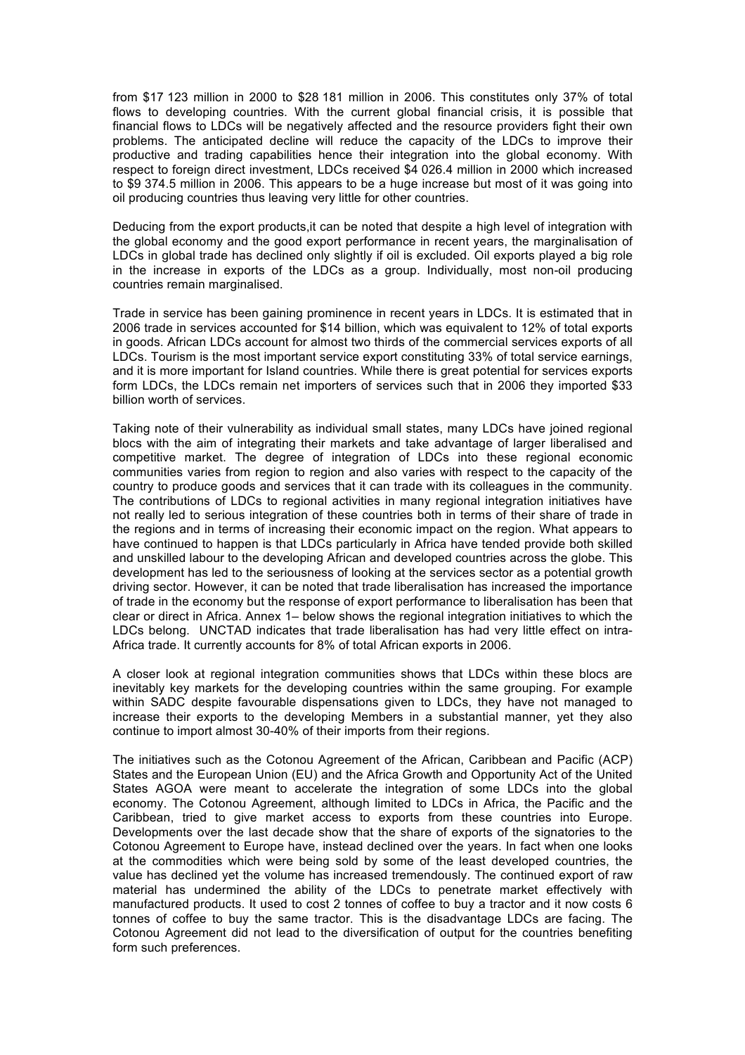from $17 123 million in 2000 to $28 181 million in 2006. This constitutes only 37% of total flows to developing countries. With the current global financial crisis, it is possible that financial flows to LDCs will be negatively affected and the resource providers fight their own problems. The anticipated decline will reduce the capacity of the LDCs to improve their productive and trading capabilities hence their integration into the global economy. With respect to foreign direct investment, LDCs received $4 026.4 million in 2000 which increased to $9 374.5 million in 2006. This appears to be a huge increase but most of it was going into oil producing countries thus leaving very little for other countries.

Deducing from the export products,it can be noted that despite a high level of integration with the global economy and the good export performance in recent years, the marginalisation of LDCs in global trade has declined only slightly if oil is excluded. Oil exports played a big role in the increase in exports of the LDCs as a group. Individually, most non-oil producing countries remain marginalised.

Trade in service has been gaining prominence in recent years in LDCs. It is estimated that in 2006 trade in services accounted for $14 billion, which was equivalent to 12% of total exports in goods. African LDCs account for almost two thirds of the commercial services exports of all LDCs. Tourism is the most important service export constituting 33% of total service earnings, and it is more important for Island countries. While there is great potential for services exports form LDCs, the LDCs remain net importers of services such that in 2006 they imported $33 billion worth of services.

Taking note of their vulnerability as individual small states, many LDCs have joined regional blocs with the aim of integrating their markets and take advantage of larger liberalised and competitive market. The degree of integration of LDCs into these regional economic communities varies from region to region and also varies with respect to the capacity of the country to produce goods and services that it can trade with its colleagues in the community. The contributions of LDCs to regional activities in many regional integration initiatives have not really led to serious integration of these countries both in terms of their share of trade in the regions and in terms of increasing their economic impact on the region. What appears to have continued to happen is that LDCs particularly in Africa have tended provide both skilled and unskilled labour to the developing African and developed countries across the globe. This development has led to the seriousness of looking at the services sector as a potential growth driving sector. However, it can be noted that trade liberalisation has increased the importance of trade in the economy but the response of export performance to liberalisation has been that clear or direct in Africa. Annex 1– below shows the regional integration initiatives to which the LDCs belong. UNCTAD indicates that trade liberalisation has had very little effect on intra-Africa trade. It currently accounts for 8% of total African exports in 2006.

A closer look at regional integration communities shows that LDCs within these blocs are inevitably key markets for the developing countries within the same grouping. For example within SADC despite favourable dispensations given to LDCs, they have not managed to increase their exports to the developing Members in a substantial manner, yet they also continue to import almost 30-40% of their imports from their regions.

The initiatives such as the Cotonou Agreement of the African, Caribbean and Pacific (ACP) States and the European Union (EU) and the Africa Growth and Opportunity Act of the United States AGOA were meant to accelerate the integration of some LDCs into the global economy. The Cotonou Agreement, although limited to LDCs in Africa, the Pacific and the Caribbean, tried to give market access to exports from these countries into Europe. Developments over the last decade show that the share of exports of the signatories to the Cotonou Agreement to Europe have, instead declined over the years. In fact when one looks at the commodities which were being sold by some of the least developed countries, the value has declined yet the volume has increased tremendously. The continued export of raw material has undermined the ability of the LDCs to penetrate market effectively with manufactured products. It used to cost 2 tonnes of coffee to buy a tractor and it now costs 6 tonnes of coffee to buy the same tractor. This is the disadvantage LDCs are facing. The Cotonou Agreement did not lead to the diversification of output for the countries benefiting form such preferences.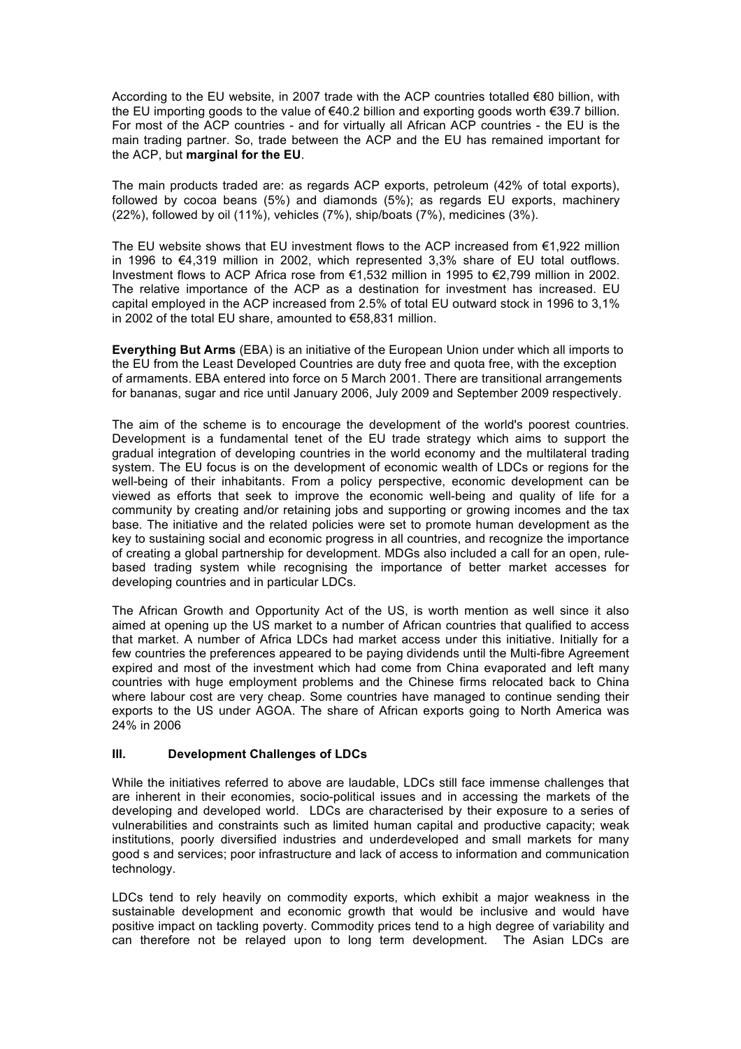According to the EU website, in 2007 trade with the ACP countries totalled €80 billion, with the EU importing goods to the value of €40.2 billion and exporting goods worth €39.7 billion. For most of the ACP countries - and for virtually all African ACP countries - the EU is the main trading partner. So, trade between the ACP and the EU has remained important for the ACP, but **marginal for the EU**.

The main products traded are: as regards ACP exports, petroleum (42% of total exports), followed by cocoa beans (5%) and diamonds (5%); as regards EU exports, machinery (22%), followed by oil (11%), vehicles (7%), ship/boats (7%), medicines (3%).

The EU website shows that EU investment flows to the ACP increased from €1,922 million in 1996 to €4,319 million in 2002, which represented 3,3% share of EU total outflows. Investment flows to ACP Africa rose from €1,532 million in 1995 to €2,799 million in 2002. The relative importance of the ACP as a destination for investment has increased. EU capital employed in the ACP increased from 2.5% of total EU outward stock in 1996 to 3,1% in 2002 of the total EU share, amounted to €58,831 million.

**Everything But Arms** (EBA) is an initiative of the European Union under which all imports to the EU from the Least Developed Countries are duty free and quota free, with the exception of armaments. EBA entered into force on 5 March 2001. There are transitional arrangements for bananas, sugar and rice until January 2006, July 2009 and September 2009 respectively.

The aim of the scheme is to encourage the development of the world's poorest countries. Development is a fundamental tenet of the EU trade strategy which aims to support the gradual integration of developing countries in the world economy and the multilateral trading system. The EU focus is on the development of economic wealth of LDCs or regions for the well-being of their inhabitants. From a policy perspective, economic development can be viewed as efforts that seek to improve the economic well-being and quality of life for a community by creating and/or retaining jobs and supporting or growing incomes and the tax base. The initiative and the related policies were set to promote human development as the key to sustaining social and economic progress in all countries, and recognize the importance of creating a global partnership for development. MDGs also included a call for an open, rule-based trading system while recognising the importance of better market accesses for developing countries and in particular LDCs.

The African Growth and Opportunity Act of the US, is worth mention as well since it also aimed at opening up the US market to a number of African countries that qualified to access that market. A number of Africa LDCs had market access under this initiative. Initially for a few countries the preferences appeared to be paying dividends until the Multi-fibre Agreement expired and most of the investment which had come from China evaporated and left many countries with huge employment problems and the Chinese firms relocated back to China where labour cost are very cheap. Some countries have managed to continue sending their exports to the US under AGOA. The share of African exports going to North America was 24% in 2006

## III. Development Challenges of LDCs

While the initiatives referred to above are laudable, LDCs still face immense challenges that are inherent in their economies, socio-political issues and in accessing the markets of the developing and developed world. LDCs are characterised by their exposure to a series of vulnerabilities and constraints such as limited human capital and productive capacity; weak institutions, poorly diversified industries and underdeveloped and small markets for many good s and services; poor infrastructure and lack of access to information and communication technology.

LDCs tend to rely heavily on commodity exports, which exhibit a major weakness in the sustainable development and economic growth that would be inclusive and would have positive impact on tackling poverty. Commodity prices tend to a high degree of variability and can therefore not be relayed upon to long term development. The Asian LDCs are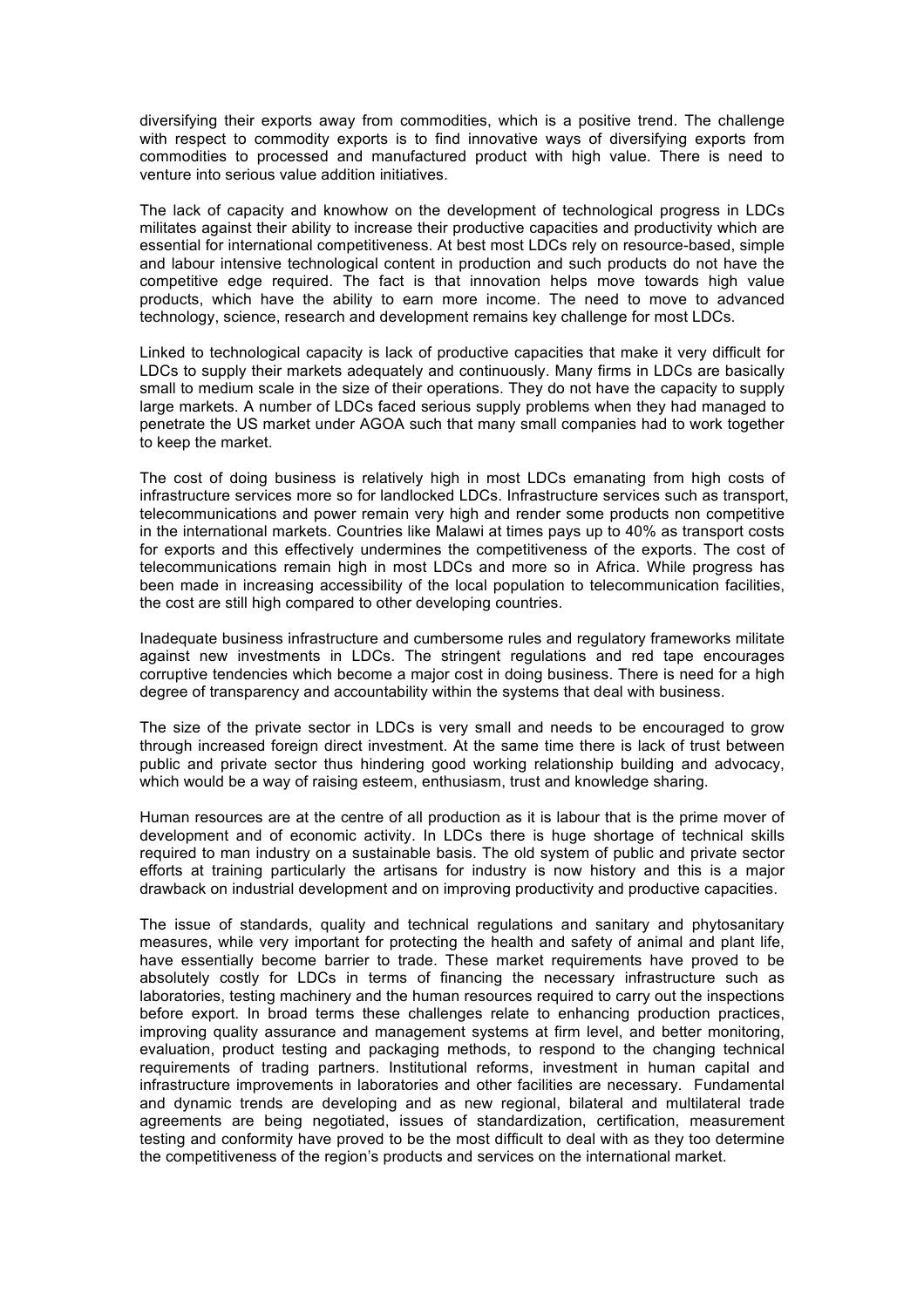diversifying their exports away from commodities, which is a positive trend. The challenge with respect to commodity exports is to find innovative ways of diversifying exports from commodities to processed and manufactured product with high value. There is need to venture into serious value addition initiatives.

The lack of capacity and knowhow on the development of technological progress in LDCs militates against their ability to increase their productive capacities and productivity which are essential for international competitiveness. At best most LDCs rely on resource-based, simple and labour intensive technological content in production and such products do not have the competitive edge required. The fact is that innovation helps move towards high value products, which have the ability to earn more income. The need to move to advanced technology, science, research and development remains key challenge for most LDCs.

Linked to technological capacity is lack of productive capacities that make it very difficult for LDCs to supply their markets adequately and continuously. Many firms in LDCs are basically small to medium scale in the size of their operations. They do not have the capacity to supply large markets. A number of LDCs faced serious supply problems when they had managed to penetrate the US market under AGOA such that many small companies had to work together to keep the market.

The cost of doing business is relatively high in most LDCs emanating from high costs of infrastructure services more so for landlocked LDCs. Infrastructure services such as transport, telecommunications and power remain very high and render some products non competitive in the international markets. Countries like Malawi at times pays up to 40% as transport costs for exports and this effectively undermines the competitiveness of the exports. The cost of telecommunications remain high in most LDCs and more so in Africa. While progress has been made in increasing accessibility of the local population to telecommunication facilities, the cost are still high compared to other developing countries.

Inadequate business infrastructure and cumbersome rules and regulatory frameworks militate against new investments in LDCs. The stringent regulations and red tape encourages corruptive tendencies which become a major cost in doing business. There is need for a high degree of transparency and accountability within the systems that deal with business.

The size of the private sector in LDCs is very small and needs to be encouraged to grow through increased foreign direct investment. At the same time there is lack of trust between public and private sector thus hindering good working relationship building and advocacy, which would be a way of raising esteem, enthusiasm, trust and knowledge sharing.

Human resources are at the centre of all production as it is labour that is the prime mover of development and of economic activity. In LDCs there is huge shortage of technical skills required to man industry on a sustainable basis. The old system of public and private sector efforts at training particularly the artisans for industry is now history and this is a major drawback on industrial development and on improving productivity and productive capacities.

The issue of standards, quality and technical regulations and sanitary and phytosanitary measures, while very important for protecting the health and safety of animal and plant life, have essentially become barrier to trade. These market requirements have proved to be absolutely costly for LDCs in terms of financing the necessary infrastructure such as laboratories, testing machinery and the human resources required to carry out the inspections before export. In broad terms these challenges relate to enhancing production practices, improving quality assurance and management systems at firm level, and better monitoring, evaluation, product testing and packaging methods, to respond to the changing technical requirements of trading partners. Institutional reforms, investment in human capital and infrastructure improvements in laboratories and other facilities are necessary. Fundamental and dynamic trends are developing and as new regional, bilateral and multilateral trade agreements are being negotiated, issues of standardization, certification, measurement testing and conformity have proved to be the most difficult to deal with as they too determine the competitiveness of the region's products and services on the international market.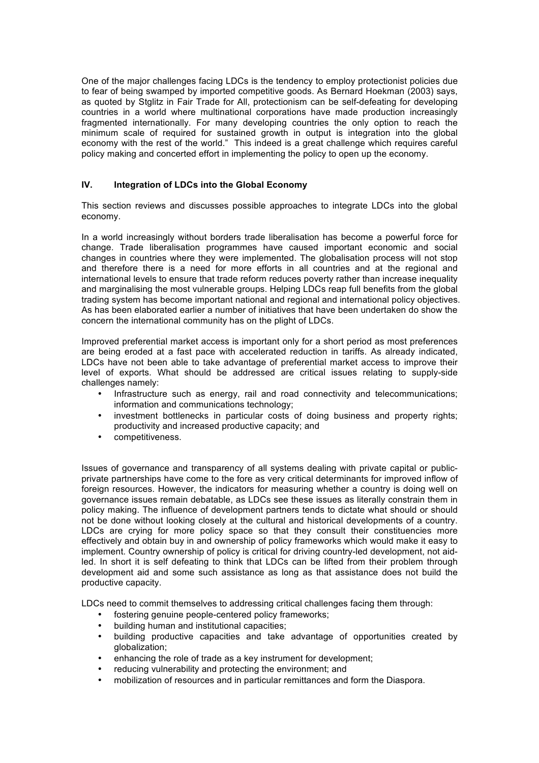One of the major challenges facing LDCs is the tendency to employ protectionist policies due to fear of being swamped by imported competitive goods. As Bernard Hoekman (2003) says, as quoted by Stglitz in Fair Trade for All, protectionism can be self-defeating for developing countries in a world where multinational corporations have made production increasingly fragmented internationally. For many developing countries the only option to reach the minimum scale of required for sustained growth in output is integration into the global economy with the rest of the world." This indeed is a great challenge which requires careful policy making and concerted effort in implementing the policy to open up the economy.

## IV. Integration of LDCs into the Global Economy

This section reviews and discusses possible approaches to integrate LDCs into the global economy.

In a world increasingly without borders trade liberalisation has become a powerful force for change. Trade liberalisation programmes have caused important economic and social changes in countries where they were implemented. The globalisation process will not stop and therefore there is a need for more efforts in all countries and at the regional and international levels to ensure that trade reform reduces poverty rather than increase inequality and marginalising the most vulnerable groups. Helping LDCs reap full benefits from the global trading system has become important national and regional and international policy objectives. As has been elaborated earlier a number of initiatives that have been undertaken do show the concern the international community has on the plight of LDCs.

Improved preferential market access is important only for a short period as most preferences are being eroded at a fast pace with accelerated reduction in tariffs. As already indicated, LDCs have not been able to take advantage of preferential market access to improve their level of exports. What should be addressed are critical issues relating to supply-side challenges namely:

- Infrastructure such as energy, rail and road connectivity and telecommunications; information and communications technology;
- investment bottlenecks in particular costs of doing business and property rights; productivity and increased productive capacity; and
- competitiveness.

Issues of governance and transparency of all systems dealing with private capital or public-private partnerships have come to the fore as very critical determinants for improved inflow of foreign resources. However, the indicators for measuring whether a country is doing well on governance issues remain debatable, as LDCs see these issues as literally constrain them in policy making. The influence of development partners tends to dictate what should or should not be done without looking closely at the cultural and historical developments of a country. LDCs are crying for more policy space so that they consult their constituencies more effectively and obtain buy in and ownership of policy frameworks which would make it easy to implement. Country ownership of policy is critical for driving country-led development, not aid-led. In short it is self defeating to think that LDCs can be lifted from their problem through development aid and some such assistance as long as that assistance does not build the productive capacity.

LDCs need to commit themselves to addressing critical challenges facing them through:

- fostering genuine people-centered policy frameworks;
- building human and institutional capacities;
- building productive capacities and take advantage of opportunities created by globalization;
- enhancing the role of trade as a key instrument for development;
- reducing vulnerability and protecting the environment; and
- mobilization of resources and in particular remittances and form the Diaspora.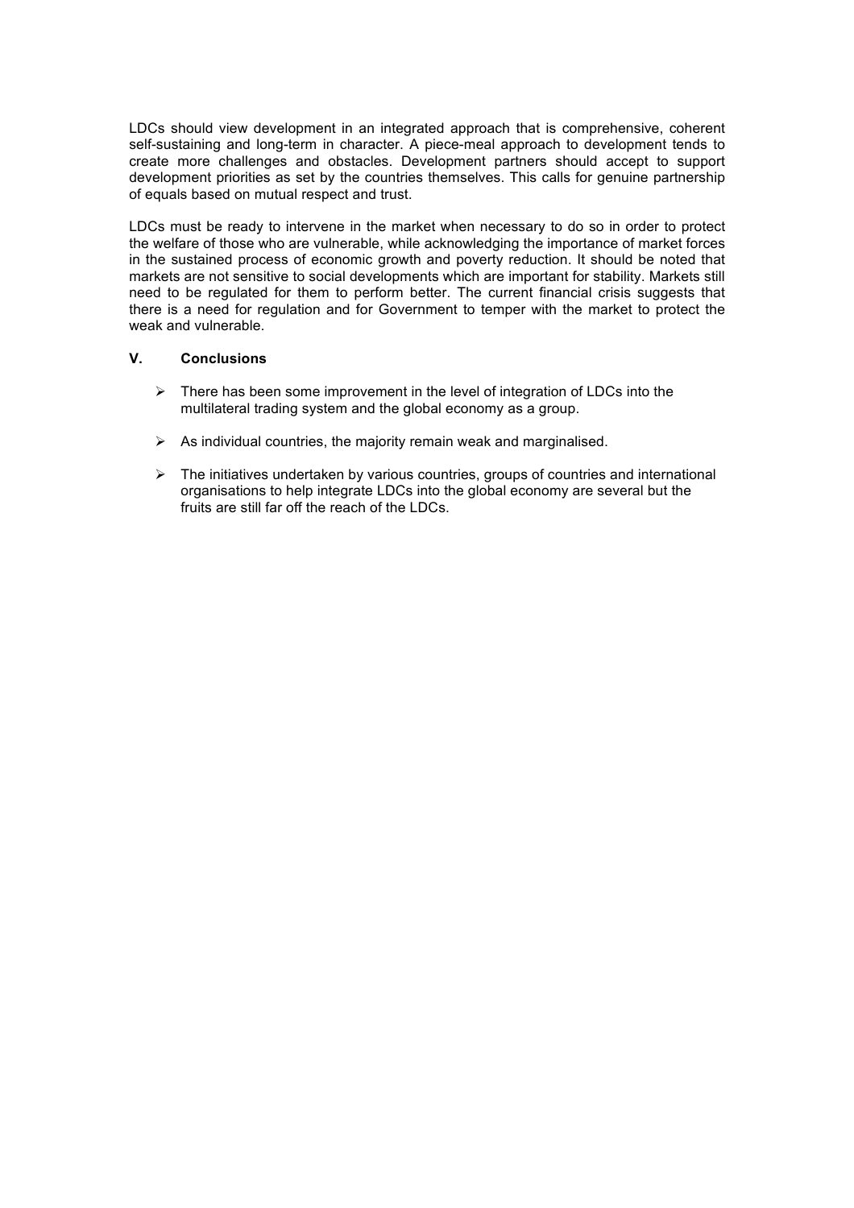LDCs should view development in an integrated approach that is comprehensive, coherent self-sustaining and long-term in character. A piece-meal approach to development tends to create more challenges and obstacles. Development partners should accept to support development priorities as set by the countries themselves. This calls for genuine partnership of equals based on mutual respect and trust.

LDCs must be ready to intervene in the market when necessary to do so in order to protect the welfare of those who are vulnerable, while acknowledging the importance of market forces in the sustained process of economic growth and poverty reduction. It should be noted that markets are not sensitive to social developments which are important for stability. Markets still need to be regulated for them to perform better. The current financial crisis suggests that there is a need for regulation and for Government to temper with the market to protect the weak and vulnerable.

## V. Conclusions

- There has been some improvement in the level of integration of LDCs into the multilateral trading system and the global economy as a group.
- As individual countries, the majority remain weak and marginalised.
- The initiatives undertaken by various countries, groups of countries and international organisations to help integrate LDCs into the global economy are several but the fruits are still far off the reach of the LDCs.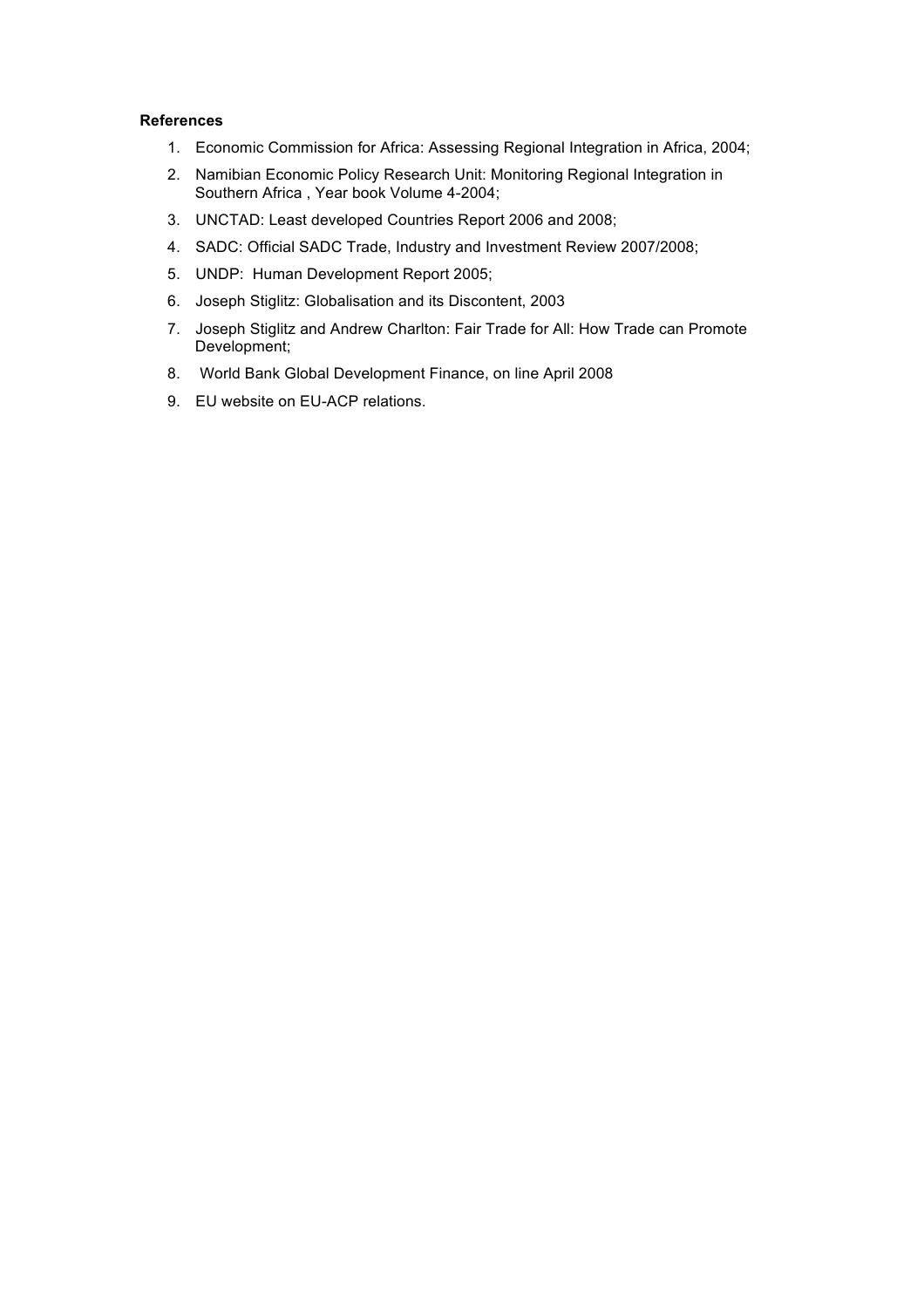**References**

1. Economic Commission for Africa: Assessing Regional Integration in Africa, 2004;
2. Namibian Economic Policy Research Unit: Monitoring Regional Integration in Southern Africa , Year book Volume 4-2004;
3. UNCTAD: Least developed Countries Report 2006 and 2008;
4. SADC: Official SADC Trade, Industry and Investment Review 2007/2008;
5. UNDP: Human Development Report 2005;
6. Joseph Stiglitz: Globalisation and its Discontent, 2003
7. Joseph Stiglitz and Andrew Charlton: Fair Trade for All: How Trade can Promote Development;
8. World Bank Global Development Finance, on line April 2008
9. EU website on EU-ACP relations.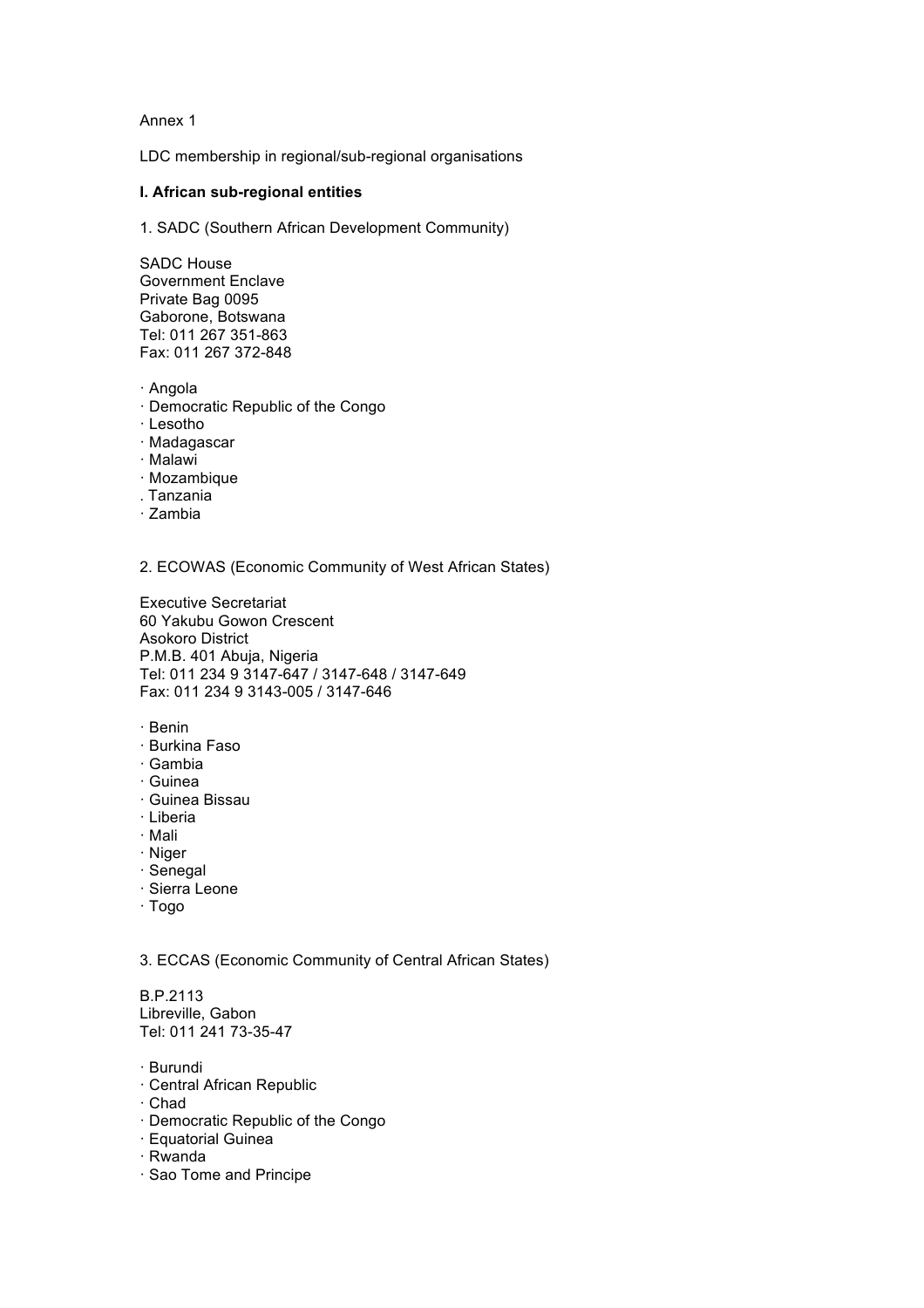Annex 1

LDC membership in regional/sub-regional organisations

**I. African sub-regional entities**

1. SADC (Southern African Development Community)

SADC House
Government Enclave
Private Bag 0095
Gaborone, Botswana
Tel: 011 267 351-863
Fax: 011 267 372-848

- Angola
- Democratic Republic of the Congo
- Lesotho
- Madagascar
- Malawi
- Mozambique
- Tanzania
- Zambia

2. ECOWAS (Economic Community of West African States)

Executive Secretariat
60 Yakubu Gowon Crescent
Asokoro District
P.M.B. 401 Abuja, Nigeria
Tel: 011 234 9 3147-647 / 3147-648 / 3147-649
Fax: 011 234 9 3143-005 / 3147-646

- Benin
- Burkina Faso
- Gambia
- Guinea
- Guinea Bissau
- Liberia
- Mali
- Niger
- Senegal
- Sierra Leone
- Togo

3. ECCAS (Economic Community of Central African States)

B.P.2113
Libreville, Gabon
Tel: 011 241 73-35-47

- Burundi
- Central African Republic
- Chad
- Democratic Republic of the Congo
- Equatorial Guinea
- Rwanda
- Sao Tome and Principe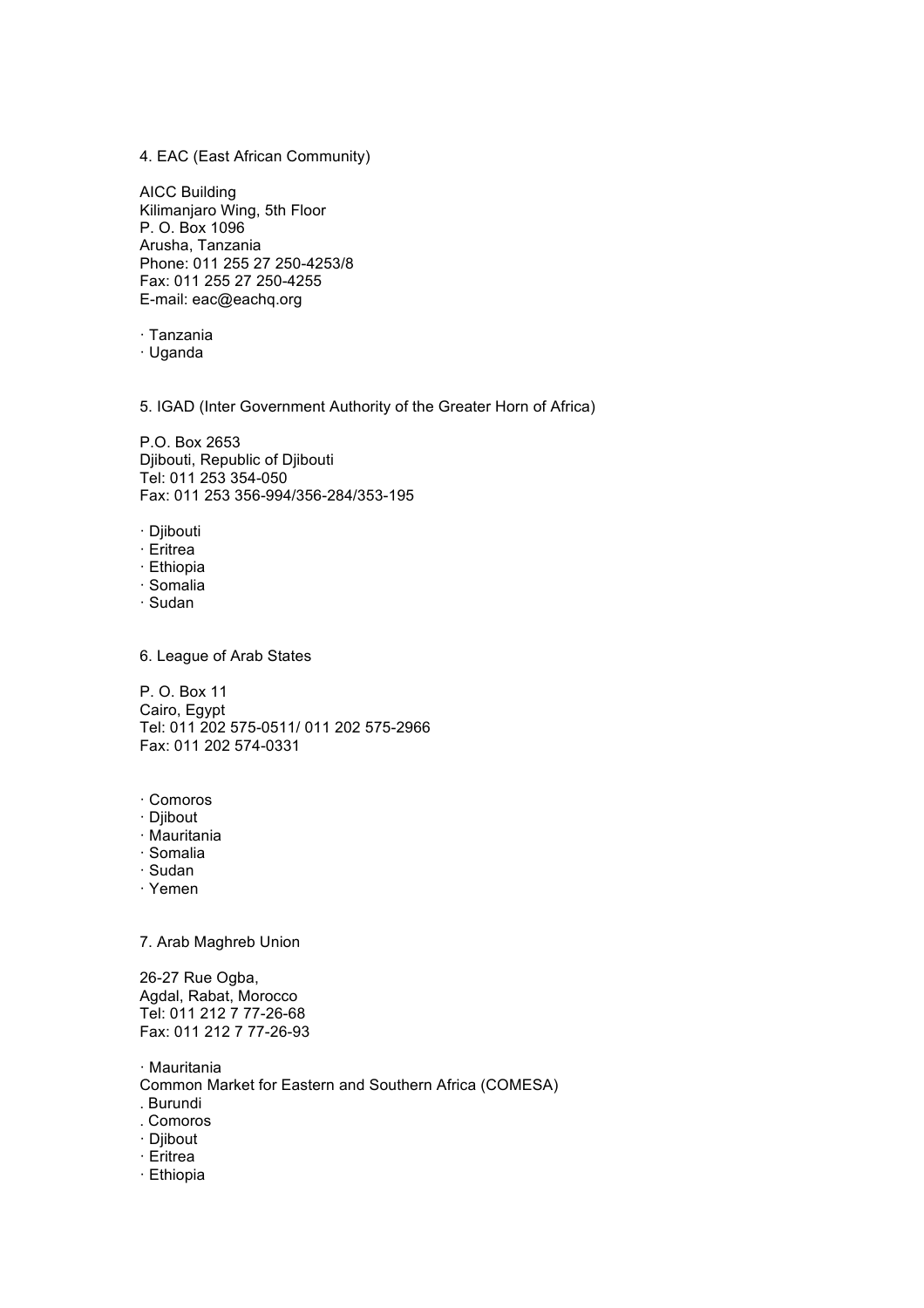4. EAC (East African Community)

AICC Building
Kilimanjaro Wing, 5th Floor
P. O. Box 1096
Arusha, Tanzania
Phone: 011 255 27 250-4253/8
Fax: 011 255 27 250-4255
E-mail: eac@eachq.org

· Tanzania
· Uganda

5. IGAD (Inter Government Authority of the Greater Horn of Africa)

P.O. Box 2653
Djibouti, Republic of Djibouti
Tel: 011 253 354-050
Fax: 011 253 356-994/356-284/353-195

· Djibouti
· Eritrea
· Ethiopia
· Somalia
· Sudan

6. League of Arab States

P. O. Box 11
Cairo, Egypt
Tel: 011 202 575-0511/ 011 202 575-2966
Fax: 011 202 574-0331

· Comoros
· Djibout
· Mauritania
· Somalia
· Sudan
· Yemen

7. Arab Maghreb Union

26-27 Rue Ogba,
Agdal, Rabat, Morocco
Tel: 011 212 7 77-26-68
Fax: 011 212 7 77-26-93

· Mauritania
Common Market for Eastern and Southern Africa (COMESA)
. Burundi
. Comoros
· Djibout
· Eritrea
· Ethiopia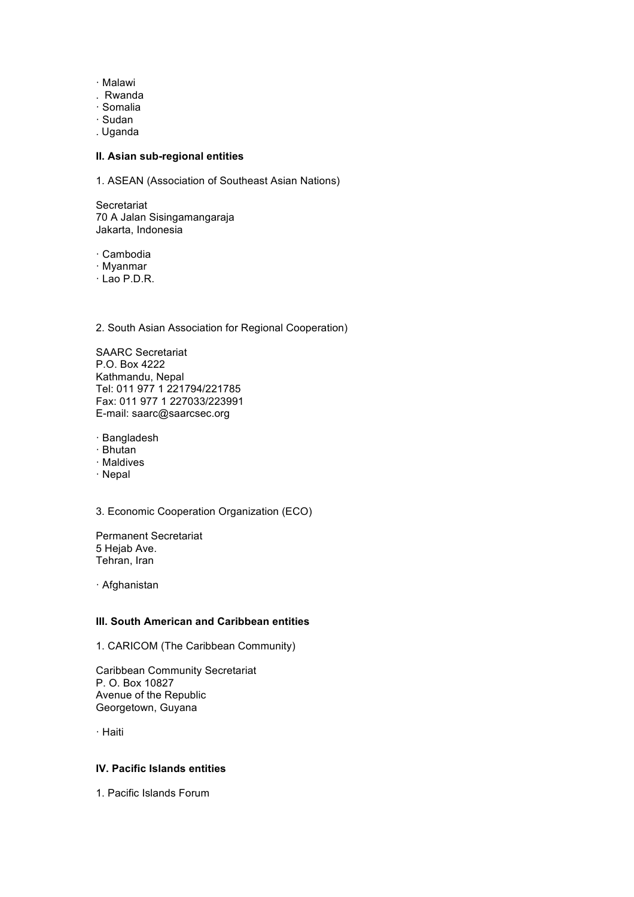- Malawi
- Rwanda
- Somalia
- Sudan
- Uganda

**II. Asian sub-regional entities**

1. ASEAN (Association of Southeast Asian Nations)

Secretariat
70 A Jalan Sisingamangaraja
Jakarta, Indonesia

- Cambodia
- Myanmar
- Lao P.D.R.

2. South Asian Association for Regional Cooperation)

SAARC Secretariat
P.O. Box 4222
Kathmandu, Nepal
Tel: 011 977 1 221794/221785
Fax: 011 977 1 227033/223991
E-mail: saarc@saarcsec.org

- Bangladesh
- Bhutan
- Maldives
- Nepal

3. Economic Cooperation Organization (ECO)

Permanent Secretariat
5 Hejab Ave.
Tehran, Iran

- Afghanistan

**III. South American and Caribbean entities**

1. CARICOM (The Caribbean Community)

Caribbean Community Secretariat
P. O. Box 10827
Avenue of the Republic
Georgetown, Guyana

- Haiti

**IV. Pacific Islands entities**

1. Pacific Islands Forum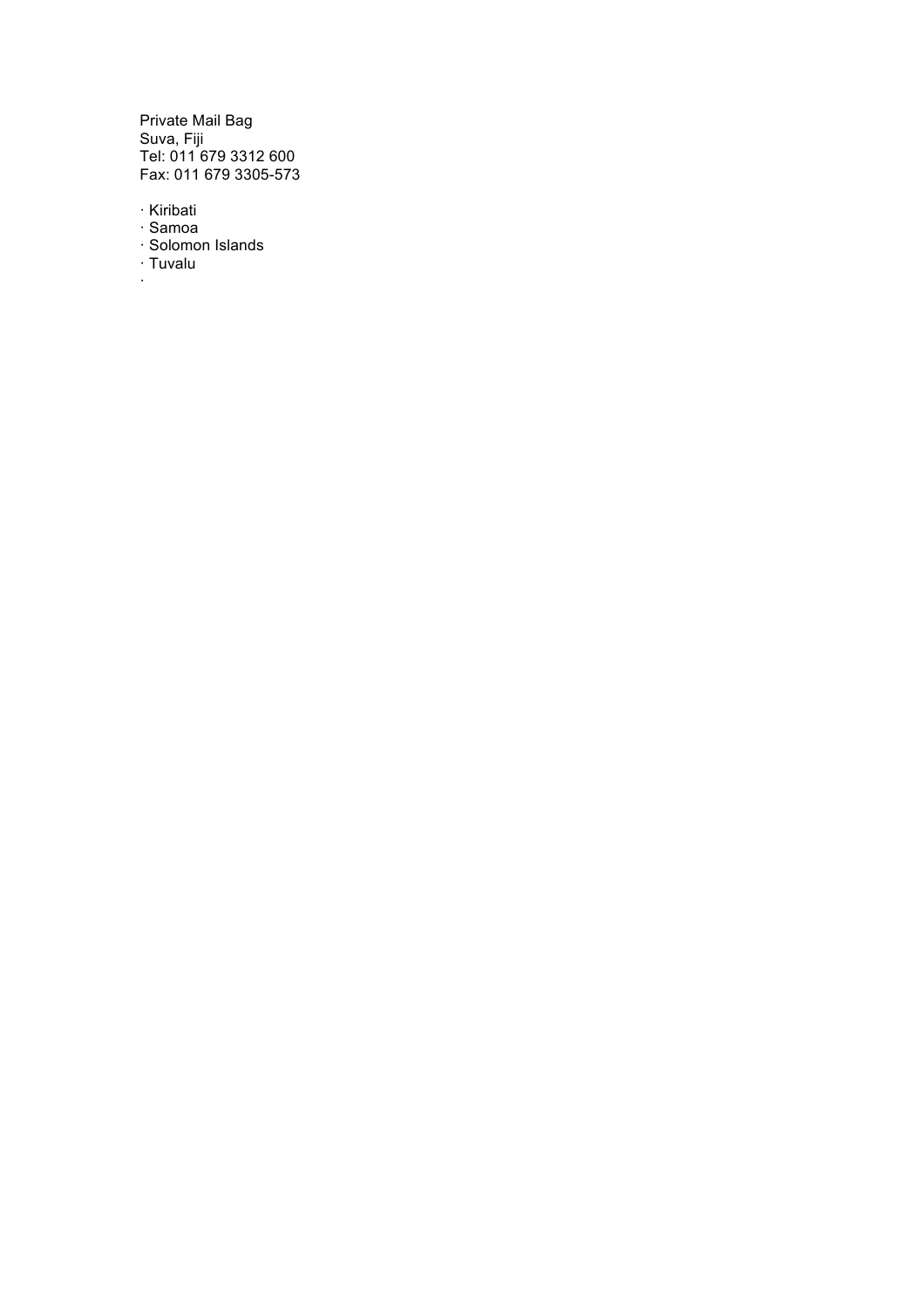Private Mail Bag
Suva, Fiji
Tel: 011 679 3312 600
Fax: 011 679 3305-573

· Kiribati
· Samoa
· Solomon Islands
· Tuvalu
·